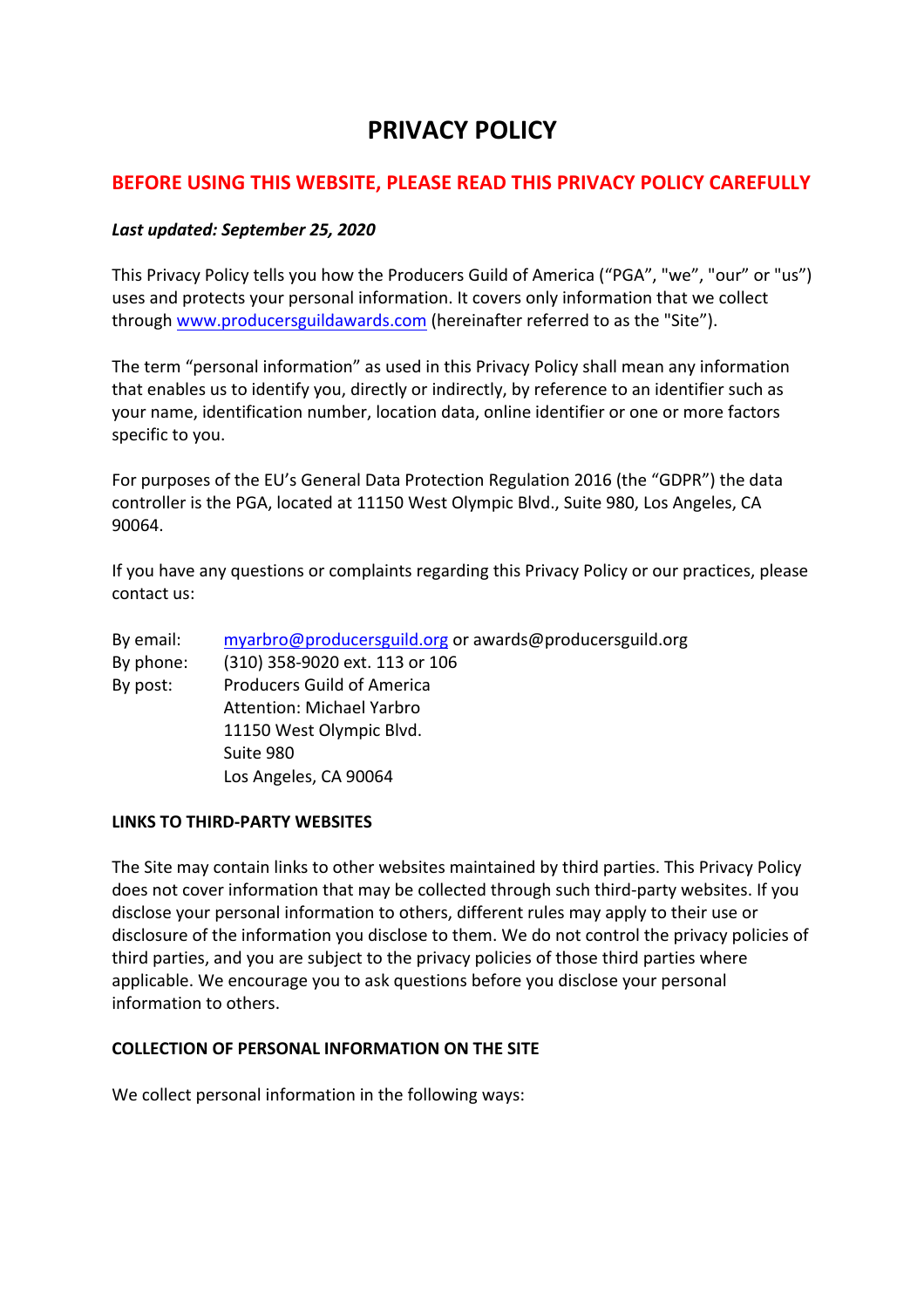# PRIVACY POLICY

## BEFORE USING THIS WEBSITE, PLEASE READ THIS PRIVACY POLICY CAREFULLY

***Last updated: September 25, 2020***

This Privacy Policy tells you how the Producers Guild of America ("PGA", "we", "our" or "us") uses and protects your personal information. It covers only information that we collect through www.producersguildawards.com (hereinafter referred to as the "Site").

The term "personal information" as used in this Privacy Policy shall mean any information that enables us to identify you, directly or indirectly, by reference to an identifier such as your name, identification number, location data, online identifier or one or more factors specific to you.

For purposes of the EU's General Data Protection Regulation 2016 (the "GDPR") the data controller is the PGA, located at 11150 West Olympic Blvd., Suite 980, Los Angeles, CA 90064.

If you have any questions or complaints regarding this Privacy Policy or our practices, please contact us:

By email: myarbro@producersguild.org or awards@producersguild.org
By phone: (310) 358-9020 ext. 113 or 106
By post: Producers Guild of America
Attention: Michael Yarbro
11150 West Olympic Blvd.
Suite 980
Los Angeles, CA 90064

**LINKS TO THIRD-PARTY WEBSITES**

The Site may contain links to other websites maintained by third parties. This Privacy Policy does not cover information that may be collected through such third-party websites. If you disclose your personal information to others, different rules may apply to their use or disclosure of the information you disclose to them. We do not control the privacy policies of third parties, and you are subject to the privacy policies of those third parties where applicable. We encourage you to ask questions before you disclose your personal information to others.

**COLLECTION OF PERSONAL INFORMATION ON THE SITE**

We collect personal information in the following ways: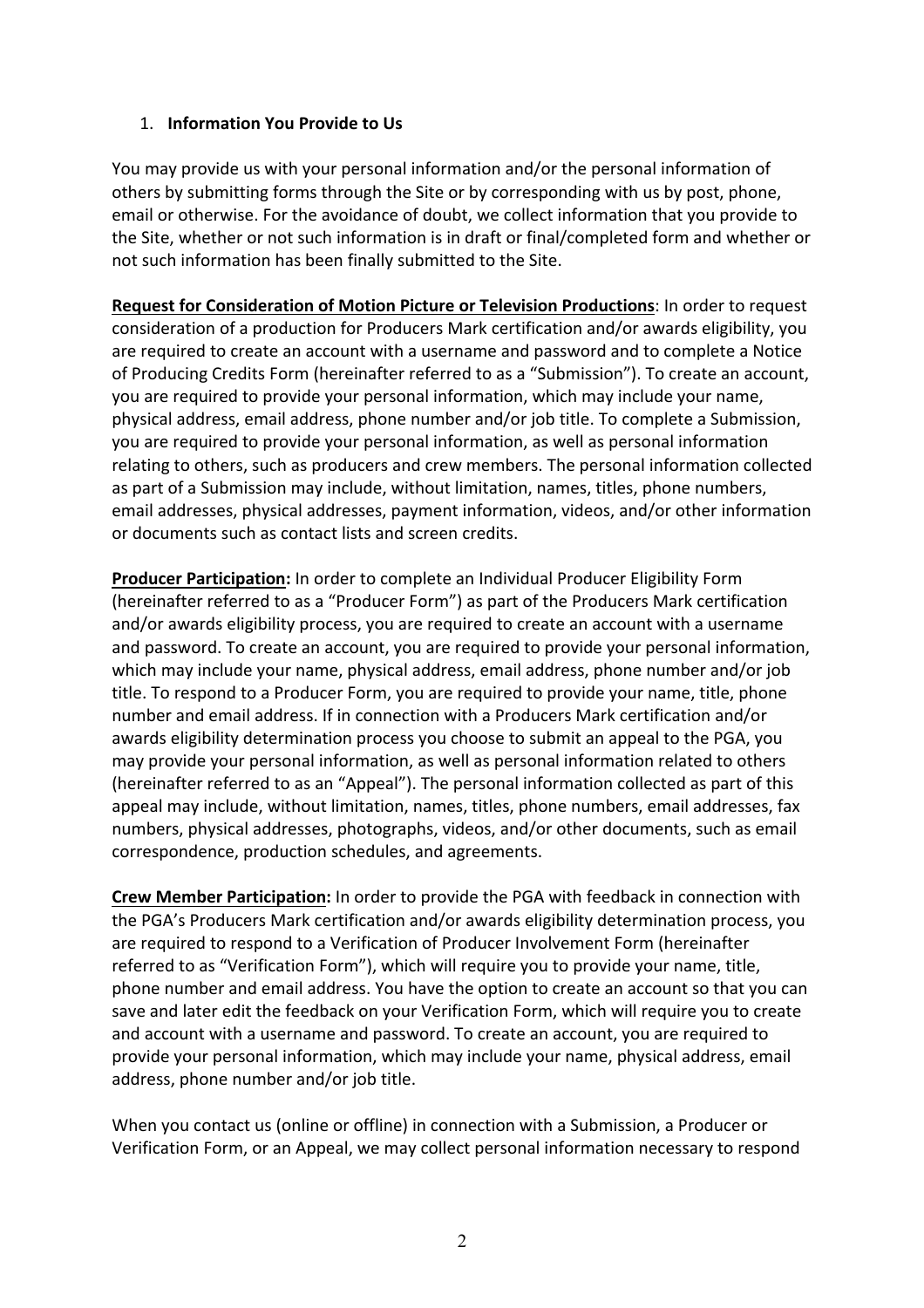1. **Information You Provide to Us**

You may provide us with your personal information and/or the personal information of others by submitting forms through the Site or by corresponding with us by post, phone, email or otherwise. For the avoidance of doubt, we collect information that you provide to the Site, whether or not such information is in draft or final/completed form and whether or not such information has been finally submitted to the Site.

**<u>Request for Consideration of Motion Picture or Television Productions</u>**: In order to request consideration of a production for Producers Mark certification and/or awards eligibility, you are required to create an account with a username and password and to complete a Notice of Producing Credits Form (hereinafter referred to as a "Submission"). To create an account, you are required to provide your personal information, which may include your name, physical address, email address, phone number and/or job title. To complete a Submission, you are required to provide your personal information, as well as personal information relating to others, such as producers and crew members. The personal information collected as part of a Submission may include, without limitation, names, titles, phone numbers, email addresses, physical addresses, payment information, videos, and/or other information or documents such as contact lists and screen credits.

**<u>Producer Participation</u>:** In order to complete an Individual Producer Eligibility Form (hereinafter referred to as a "Producer Form") as part of the Producers Mark certification and/or awards eligibility process, you are required to create an account with a username and password. To create an account, you are required to provide your personal information, which may include your name, physical address, email address, phone number and/or job title. To respond to a Producer Form, you are required to provide your name, title, phone number and email address. If in connection with a Producers Mark certification and/or awards eligibility determination process you choose to submit an appeal to the PGA, you may provide your personal information, as well as personal information related to others (hereinafter referred to as an "Appeal"). The personal information collected as part of this appeal may include, without limitation, names, titles, phone numbers, email addresses, fax numbers, physical addresses, photographs, videos, and/or other documents, such as email correspondence, production schedules, and agreements.

**<u>Crew Member Participation</u>:** In order to provide the PGA with feedback in connection with the PGA's Producers Mark certification and/or awards eligibility determination process, you are required to respond to a Verification of Producer Involvement Form (hereinafter referred to as "Verification Form"), which will require you to provide your name, title, phone number and email address. You have the option to create an account so that you can save and later edit the feedback on your Verification Form, which will require you to create and account with a username and password. To create an account, you are required to provide your personal information, which may include your name, physical address, email address, phone number and/or job title.

When you contact us (online or offline) in connection with a Submission, a Producer or Verification Form, or an Appeal, we may collect personal information necessary to respond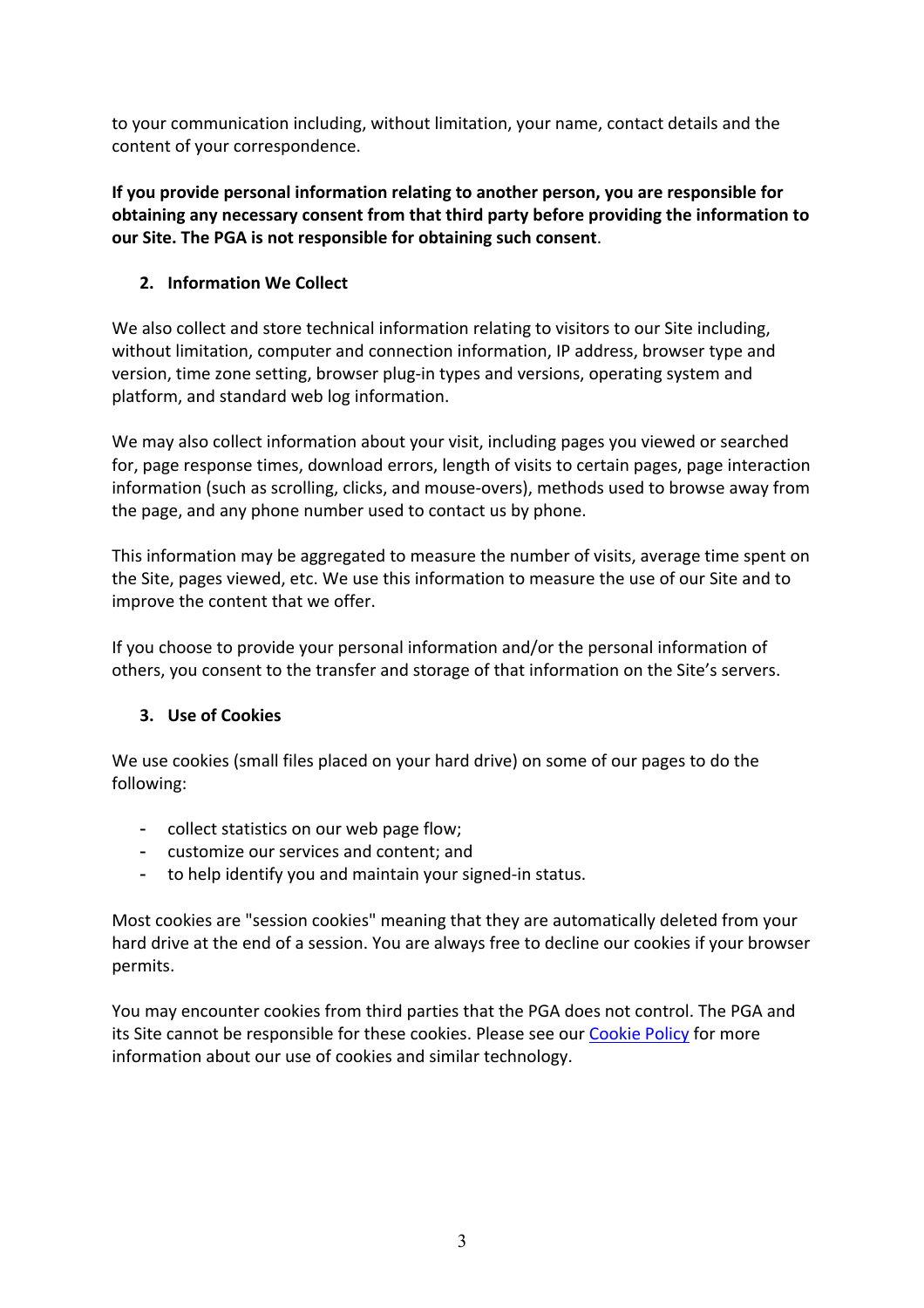to your communication including, without limitation, your name, contact details and the content of your correspondence.

**If you provide personal information relating to another person, you are responsible for obtaining any necessary consent from that third party before providing the information to our Site. The PGA is not responsible for obtaining such consent**.

## 2. Information We Collect

We also collect and store technical information relating to visitors to our Site including, without limitation, computer and connection information, IP address, browser type and version, time zone setting, browser plug-in types and versions, operating system and platform, and standard web log information.

We may also collect information about your visit, including pages you viewed or searched for, page response times, download errors, length of visits to certain pages, page interaction information (such as scrolling, clicks, and mouse-overs), methods used to browse away from the page, and any phone number used to contact us by phone.

This information may be aggregated to measure the number of visits, average time spent on the Site, pages viewed, etc. We use this information to measure the use of our Site and to improve the content that we offer.

If you choose to provide your personal information and/or the personal information of others, you consent to the transfer and storage of that information on the Site's servers.

## 3. Use of Cookies

We use cookies (small files placed on your hard drive) on some of our pages to do the following:

- collect statistics on our web page flow;
- customize our services and content; and
- to help identify you and maintain your signed-in status.

Most cookies are "session cookies" meaning that they are automatically deleted from your hard drive at the end of a session. You are always free to decline our cookies if your browser permits.

You may encounter cookies from third parties that the PGA does not control. The PGA and its Site cannot be responsible for these cookies. Please see our Cookie Policy for more information about our use of cookies and similar technology.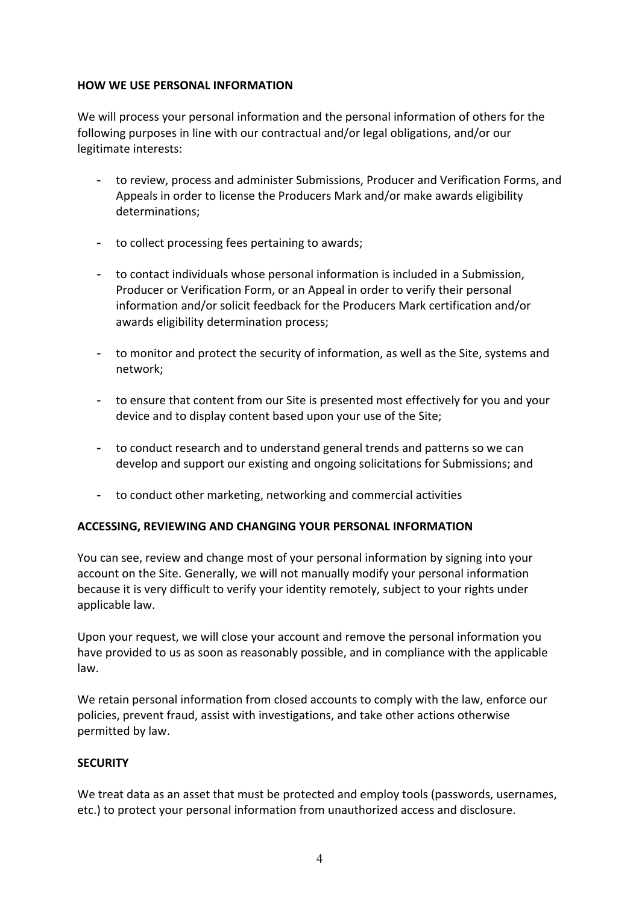**HOW WE USE PERSONAL INFORMATION**

We will process your personal information and the personal information of others for the following purposes in line with our contractual and/or legal obligations, and/or our legitimate interests:

- to review, process and administer Submissions, Producer and Verification Forms, and Appeals in order to license the Producers Mark and/or make awards eligibility determinations;

- to collect processing fees pertaining to awards;

- to contact individuals whose personal information is included in a Submission, Producer or Verification Form, or an Appeal in order to verify their personal information and/or solicit feedback for the Producers Mark certification and/or awards eligibility determination process;

- to monitor and protect the security of information, as well as the Site, systems and network;

- to ensure that content from our Site is presented most effectively for you and your device and to display content based upon your use of the Site;

- to conduct research and to understand general trends and patterns so we can develop and support our existing and ongoing solicitations for Submissions; and

- to conduct other marketing, networking and commercial activities

**ACCESSING, REVIEWING AND CHANGING YOUR PERSONAL INFORMATION**

You can see, review and change most of your personal information by signing into your account on the Site. Generally, we will not manually modify your personal information because it is very difficult to verify your identity remotely, subject to your rights under applicable law.

Upon your request, we will close your account and remove the personal information you have provided to us as soon as reasonably possible, and in compliance with the applicable law.

We retain personal information from closed accounts to comply with the law, enforce our policies, prevent fraud, assist with investigations, and take other actions otherwise permitted by law.

**SECURITY**

We treat data as an asset that must be protected and employ tools (passwords, usernames, etc.) to protect your personal information from unauthorized access and disclosure.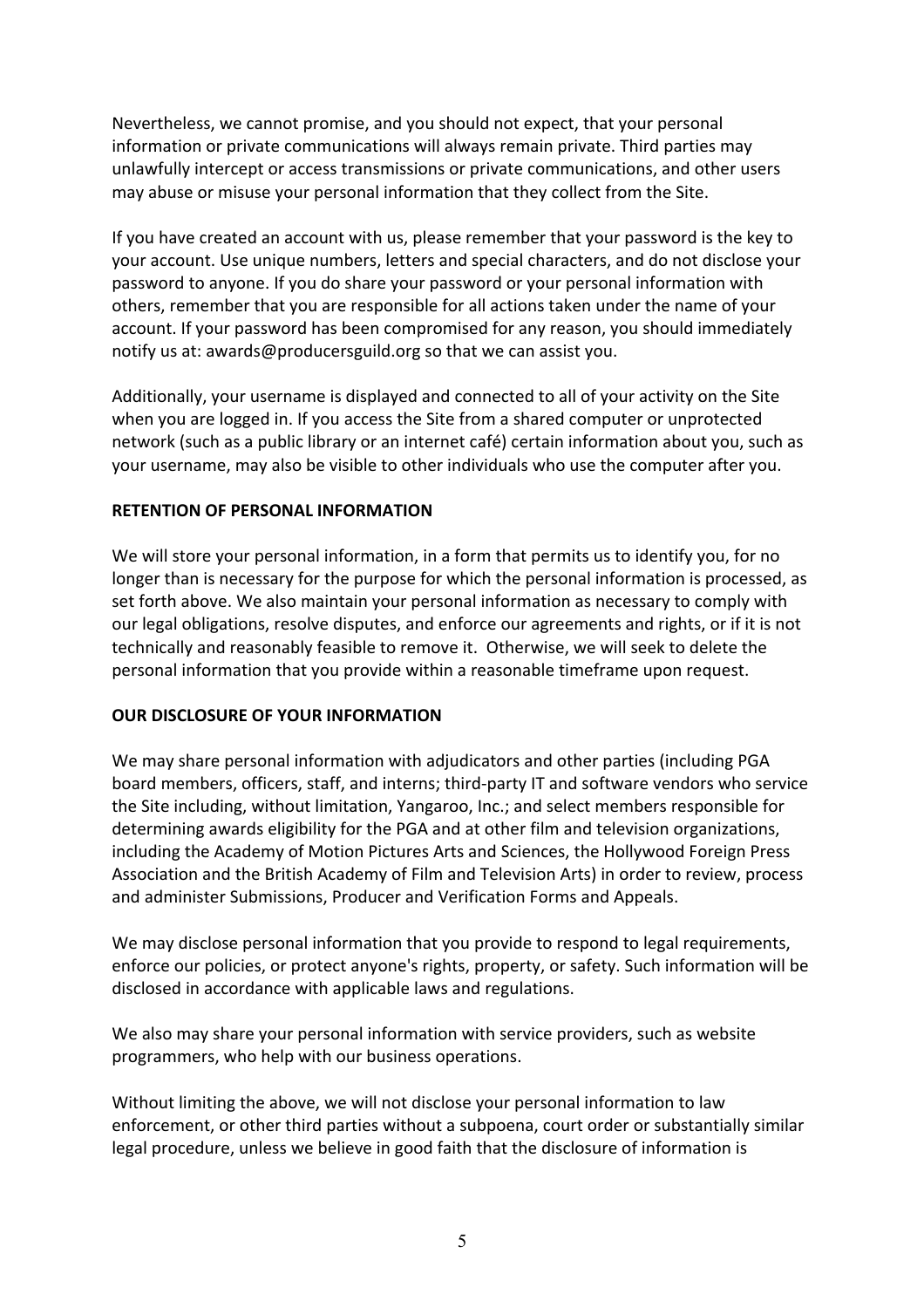Nevertheless, we cannot promise, and you should not expect, that your personal information or private communications will always remain private. Third parties may unlawfully intercept or access transmissions or private communications, and other users may abuse or misuse your personal information that they collect from the Site.

If you have created an account with us, please remember that your password is the key to your account. Use unique numbers, letters and special characters, and do not disclose your password to anyone. If you do share your password or your personal information with others, remember that you are responsible for all actions taken under the name of your account. If your password has been compromised for any reason, you should immediately notify us at: awards@producersguild.org so that we can assist you.

Additionally, your username is displayed and connected to all of your activity on the Site when you are logged in. If you access the Site from a shared computer or unprotected network (such as a public library or an internet café) certain information about you, such as your username, may also be visible to other individuals who use the computer after you.

**RETENTION OF PERSONAL INFORMATION**

We will store your personal information, in a form that permits us to identify you, for no longer than is necessary for the purpose for which the personal information is processed, as set forth above. We also maintain your personal information as necessary to comply with our legal obligations, resolve disputes, and enforce our agreements and rights, or if it is not technically and reasonably feasible to remove it. Otherwise, we will seek to delete the personal information that you provide within a reasonable timeframe upon request.

**OUR DISCLOSURE OF YOUR INFORMATION**

We may share personal information with adjudicators and other parties (including PGA board members, officers, staff, and interns; third-party IT and software vendors who service the Site including, without limitation, Yangaroo, Inc.; and select members responsible for determining awards eligibility for the PGA and at other film and television organizations, including the Academy of Motion Pictures Arts and Sciences, the Hollywood Foreign Press Association and the British Academy of Film and Television Arts) in order to review, process and administer Submissions, Producer and Verification Forms and Appeals.

We may disclose personal information that you provide to respond to legal requirements, enforce our policies, or protect anyone's rights, property, or safety. Such information will be disclosed in accordance with applicable laws and regulations.

We also may share your personal information with service providers, such as website programmers, who help with our business operations.

Without limiting the above, we will not disclose your personal information to law enforcement, or other third parties without a subpoena, court order or substantially similar legal procedure, unless we believe in good faith that the disclosure of information is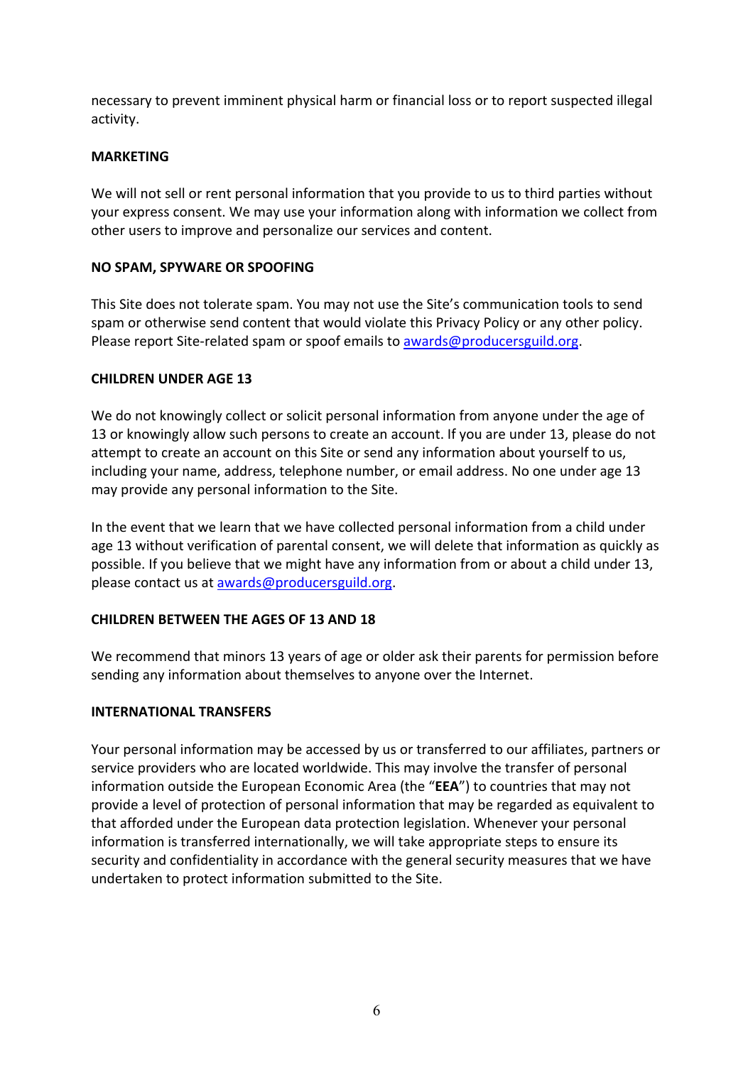necessary to prevent imminent physical harm or financial loss or to report suspected illegal activity.

**MARKETING**

We will not sell or rent personal information that you provide to us to third parties without your express consent. We may use your information along with information we collect from other users to improve and personalize our services and content.

**NO SPAM, SPYWARE OR SPOOFING**

This Site does not tolerate spam. You may not use the Site's communication tools to send spam or otherwise send content that would violate this Privacy Policy or any other policy. Please report Site-related spam or spoof emails to [awards@producersguild.org](mailto:awards@producersguild.org).

**CHILDREN UNDER AGE 13**

We do not knowingly collect or solicit personal information from anyone under the age of 13 or knowingly allow such persons to create an account. If you are under 13, please do not attempt to create an account on this Site or send any information about yourself to us, including your name, address, telephone number, or email address. No one under age 13 may provide any personal information to the Site.

In the event that we learn that we have collected personal information from a child under age 13 without verification of parental consent, we will delete that information as quickly as possible. If you believe that we might have any information from or about a child under 13, please contact us at [awards@producersguild.org](mailto:awards@producersguild.org).

**CHILDREN BETWEEN THE AGES OF 13 AND 18**

We recommend that minors 13 years of age or older ask their parents for permission before sending any information about themselves to anyone over the Internet.

**INTERNATIONAL TRANSFERS**

Your personal information may be accessed by us or transferred to our affiliates, partners or service providers who are located worldwide. This may involve the transfer of personal information outside the European Economic Area (the "**EEA**") to countries that may not provide a level of protection of personal information that may be regarded as equivalent to that afforded under the European data protection legislation. Whenever your personal information is transferred internationally, we will take appropriate steps to ensure its security and confidentiality in accordance with the general security measures that we have undertaken to protect information submitted to the Site.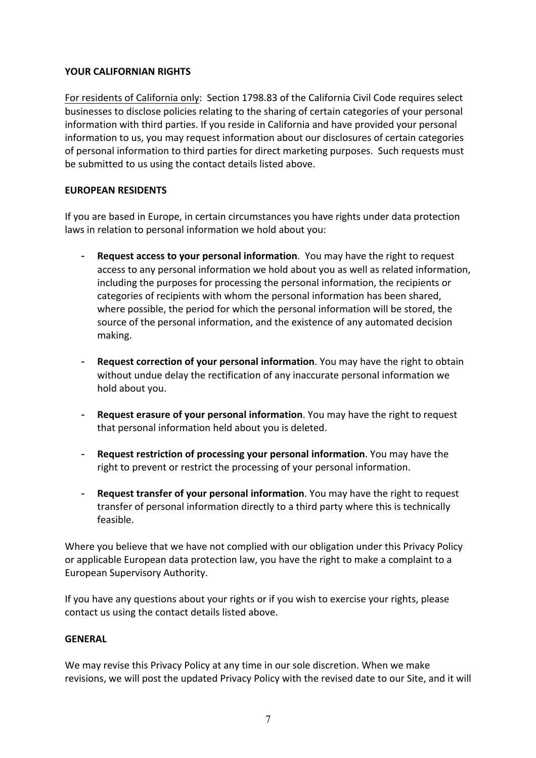## YOUR CALIFORNIAN RIGHTS

For residents of California only: Section 1798.83 of the California Civil Code requires select businesses to disclose policies relating to the sharing of certain categories of your personal information with third parties. If you reside in California and have provided your personal information to us, you may request information about our disclosures of certain categories of personal information to third parties for direct marketing purposes. Such requests must be submitted to us using the contact details listed above.

## EUROPEAN RESIDENTS

If you are based in Europe, in certain circumstances you have rights under data protection laws in relation to personal information we hold about you:

- **Request access to your personal information**. You may have the right to request access to any personal information we hold about you as well as related information, including the purposes for processing the personal information, the recipients or categories of recipients with whom the personal information has been shared, where possible, the period for which the personal information will be stored, the source of the personal information, and the existence of any automated decision making.

- **Request correction of your personal information**. You may have the right to obtain without undue delay the rectification of any inaccurate personal information we hold about you.

- **Request erasure of your personal information**. You may have the right to request that personal information held about you is deleted.

- **Request restriction of processing your personal information**. You may have the right to prevent or restrict the processing of your personal information.

- **Request transfer of your personal information**. You may have the right to request transfer of personal information directly to a third party where this is technically feasible.

Where you believe that we have not complied with our obligation under this Privacy Policy or applicable European data protection law, you have the right to make a complaint to a European Supervisory Authority.

If you have any questions about your rights or if you wish to exercise your rights, please contact us using the contact details listed above.

## GENERAL

We may revise this Privacy Policy at any time in our sole discretion. When we make revisions, we will post the updated Privacy Policy with the revised date to our Site, and it will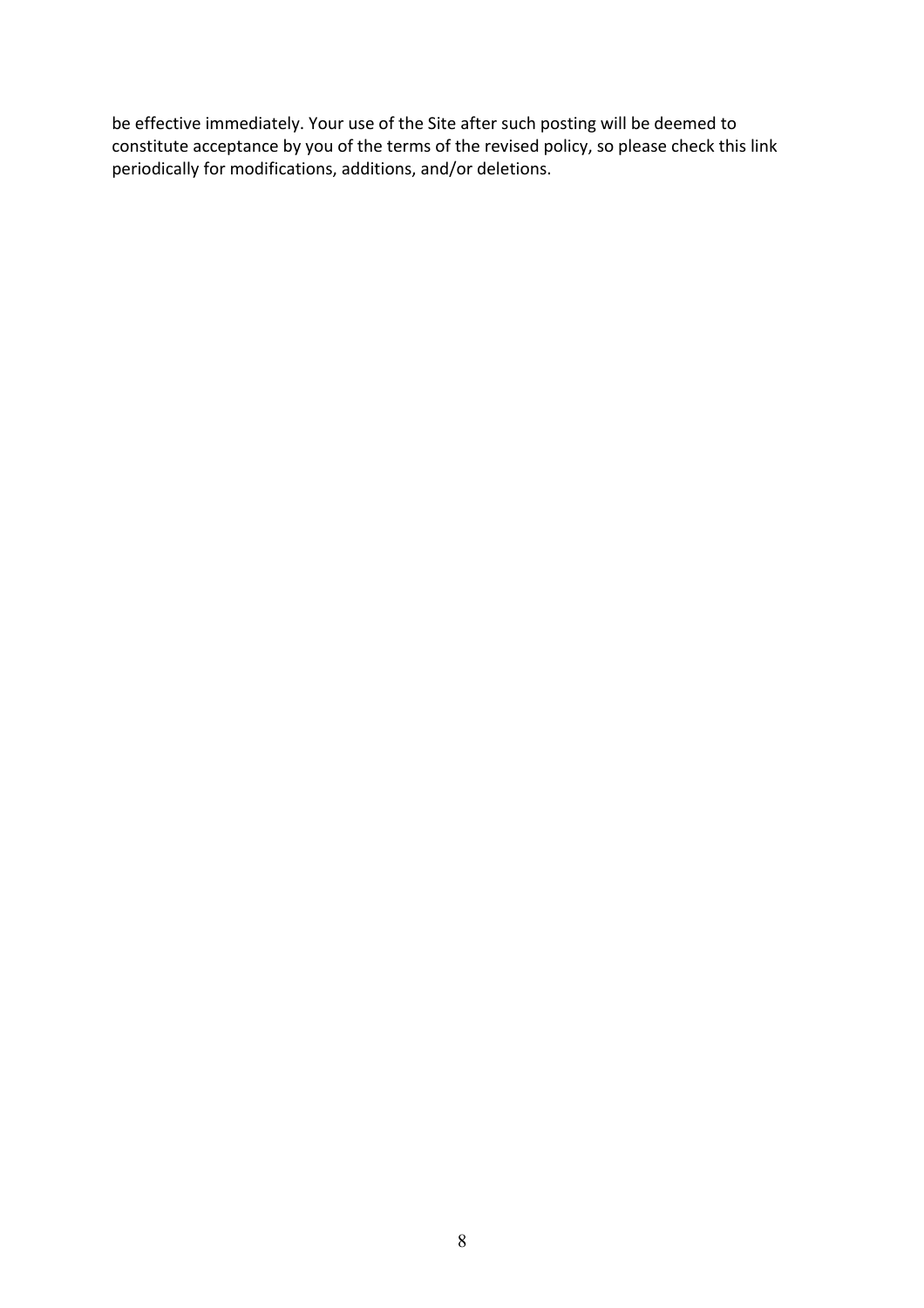be effective immediately. Your use of the Site after such posting will be deemed to constitute acceptance by you of the terms of the revised policy, so please check this link periodically for modifications, additions, and/or deletions.